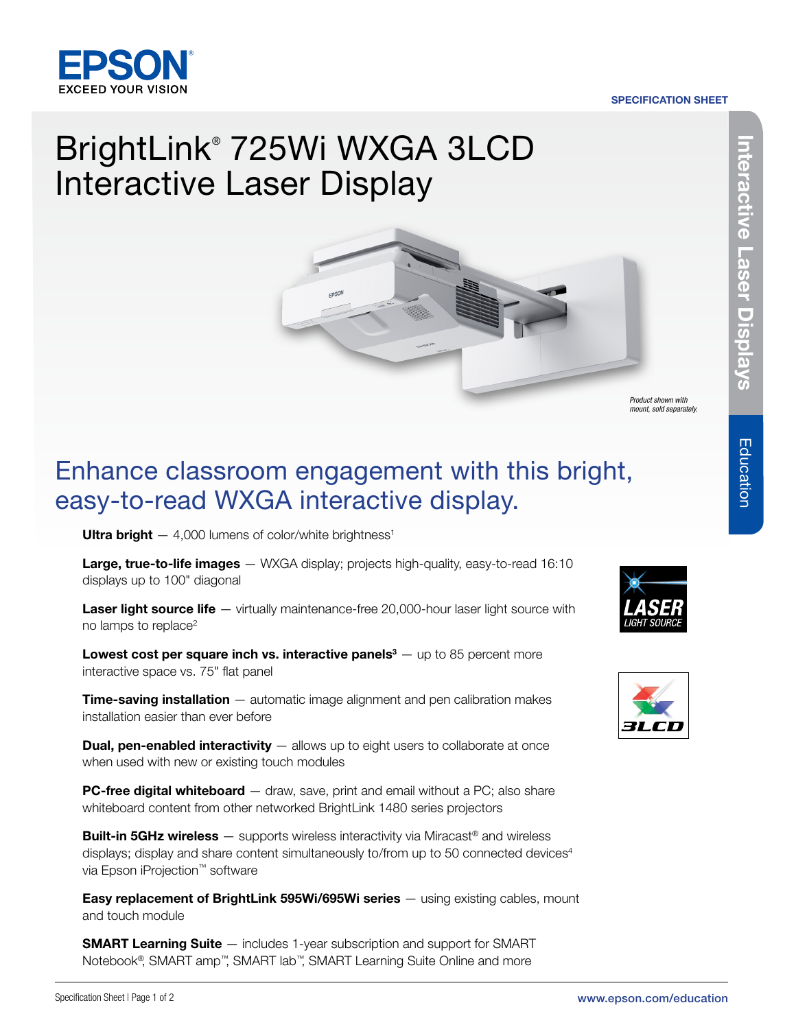**SPECIFICATION SHEET**

# BrightLink® 725Wi WXGA 3LCD Interactive Laser Display

*Product shown with mount, sold separately.*

Interactive Laser Displays

Education

## Enhance classroom engagement with this bright, easy-to-read WXGA interactive display.

**Ultra bright** — 4,000 lumens of color/white brightness[1]

**Large, true-to-life images** — WXGA display; projects high-quality, easy-to-read 16:10 displays up to 100" diagonal

**Laser light source life** — virtually maintenance-free 20,000-hour laser light source with no lamps to replace[2]

**Lowest cost per square inch vs. interactive panels[3]** — up to 85 percent more interactive space vs. 75" flat panel

**Time-saving installation** — automatic image alignment and pen calibration makes installation easier than ever before

**Dual, pen-enabled interactivity** — allows up to eight users to collaborate at once when used with new or existing touch modules

**PC-free digital whiteboard** — draw, save, print and email without a PC; also share whiteboard content from other networked BrightLink 1480 series projectors

**Built-in 5GHz wireless** — supports wireless interactivity via Miracast® and wireless displays; display and share content simultaneously to/from up to 50 connected devices[4] via Epson iProjection™ software

**Easy replacement of BrightLink 595Wi/695Wi series** — using existing cables, mount and touch module

**SMART Learning Suite** — includes 1-year subscription and support for SMART Notebook®, SMART amp™, SMART lab™, SMART Learning Suite Online and more

LASER LIGHT SOURCE

3LCD

www.epson.com/education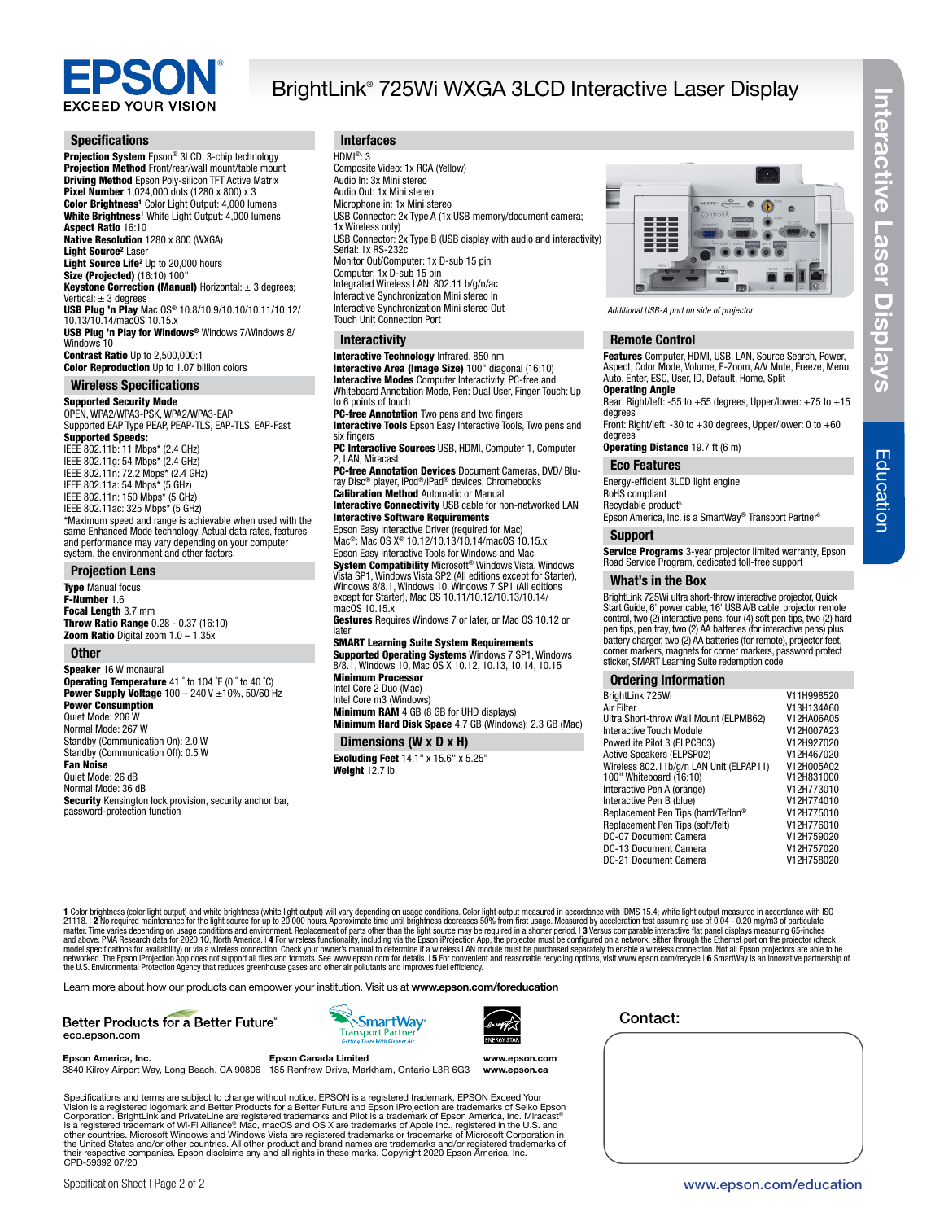# BrightLink® 725Wi WXGA 3LCD Interactive Laser Display

Interactive Laser Displays

Education

## Specifications

**Projection System** Epson® 3LCD, 3-chip technology
**Projection Method** Front/rear/wall mount/table mount
**Driving Method** Epson Poly-silicon TFT Active Matrix
**Pixel Number** 1,024,000 dots (1280 x 800) x 3
**Color Brightness**[1] Color Light Output: 4,000 lumens
**White Brightness**[1] White Light Output: 4,000 lumens
**Aspect Ratio** 16:10
**Native Resolution** 1280 x 800 (WXGA)
**Light Source**[2] Laser
**Light Source Life**[2] Up to 20,000 hours
**Size (Projected)** (16:10) 100"
**Keystone Correction (Manual)** Horizontal: ± 3 degrees; Vertical: ± 3 degrees
**USB Plug 'n Play** Mac OS® 10.8/10.9/10.10/10.11/10.12/10.13/10.14/macOS 10.15.x
**USB Plug 'n Play for Windows®** Windows 7/Windows 8/Windows 10
**Contrast Ratio** Up to 2,500,000:1
**Color Reproduction** Up to 1.07 billion colors

## Wireless Specifications

**Supported Security Mode**
OPEN, WPA2/WPA3-PSK, WPA2/WPA3-EAP
Supported EAP Type PEAP, PEAP-TLS, EAP-TLS, EAP-Fast
**Supported Speeds:**
IEEE 802.11b: 11 Mbps* (2.4 GHz)
IEEE 802.11g: 54 Mbps* (2.4 GHz)
IEEE 802.11n: 72.2 Mbps* (2.4 GHz)
IEEE 802.11a: 54 Mbps* (5 GHz)
IEEE 802.11n: 150 Mbps* (5 GHz)
IEEE 802.11ac: 325 Mbps* (5 GHz)
*Maximum speed and range is achievable when used with the same Enhanced Mode technology. Actual data rates, features and performance may vary depending on your computer system, the environment and other factors.

## Projection Lens

**Type** Manual focus
**F-Number** 1.6
**Focal Length** 3.7 mm
**Throw Ratio Range** 0.28 - 0.37 (16:10)
**Zoom Ratio** Digital zoom 1.0 – 1.35x

## Other

**Speaker** 16 W monaural
**Operating Temperature** 41 ˚F to 104 ˚F (0 ˚C to 40 ˚C)
**Power Supply Voltage** 100 – 240 V ±10%, 50/60 Hz
**Power Consumption**
Quiet Mode: 206 W
Normal Mode: 267 W
Standby (Communication On): 2.0 W
Standby (Communication Off): 0.5 W
**Fan Noise**
Quiet Mode: 26 dB
Normal Mode: 36 dB
**Security** Kensington lock provision, security anchor bar, password-protection function

## Interfaces

HDMI®: 3
Composite Video: 1x RCA (Yellow)
Audio In: 3x Mini stereo
Audio Out: 1x Mini stereo
Microphone in: 1x Mini stereo
USB Connector: 2x Type A (1x USB memory/document camera; 1x Wireless only)
USB Connector: 2x Type B (USB display with audio and interactivity)
Serial: 1x RS-232c
Monitor Out/Computer: 1x D-sub 15 pin
Computer: 1x D-sub 15 pin
Integrated Wireless LAN: 802.11 b/g/n/ac
Interactive Synchronization Mini stereo In
Interactive Synchronization Mini stereo Out
Touch Unit Connection Port

*Additional USB-A port on side of projector*

## Interactivity

**Interactive Technology** Infrared, 850 nm
**Interactive Area (Image Size)** 100" diagonal (16:10)
**Interactive Modes** Computer Interactivity, PC-free and Whiteboard Annotation Mode, Pen: Dual User, Finger Touch: Up to 6 points of touch
**PC-free Annotation** Two pens and two fingers
**Interactive Tools** Epson Easy Interactive Tools, Two pens and six fingers
**PC Interactive Sources** USB, HDMI, Computer 1, Computer 2, LAN, Miracast
**PC-free Annotation Devices** Document Cameras, DVD/ Blu-ray Disc® player, iPod®/iPad® devices, Chromebooks
**Calibration Method** Automatic or Manual
**Interactive Connectivity** USB cable for non-networked LAN
**Interactive Software Requirements**
Epson Easy Interactive Driver (required for Mac)
Mac®: Mac OS X® 10.12/10.13/10.14/macOS 10.15.x
Epson Easy Interactive Tools for Windows and Mac
**System Compatibility** Microsoft® Windows Vista, Windows Vista SP1, Windows Vista SP2 (All editions except for Starter), Windows 8/8.1, Windows 10, Windows 7 SP1 (All editions except for Starter), Mac OS 10.11/10.12/10.13/10.14/macOS 10.15.x
**Gestures** Requires Windows 7 or later, or Mac OS 10.12 or later
**SMART Learning Suite System Requirements**
**Supported Operating Systems** Windows 7 SP1, Windows 8/8.1, Windows 10, Mac OS X 10.12, 10.13, 10.14, 10.15
**Minimum Processor**
Intel Core 2 Duo (Mac)
Intel Core m3 (Windows)
**Minimum RAM** 4 GB (8 GB for UHD displays)
**Minimum Hard Disk Space** 4.7 GB (Windows); 2.3 GB (Mac)

## Dimensions (W x D x H)

**Excluding Feet** 14.1" x 15.6" x 5.25"
**Weight** 12.7 lb

## Remote Control

**Features** Computer, HDMI, USB, LAN, Source Search, Power, Aspect, Color Mode, Volume, E-Zoom, A/V Mute, Freeze, Menu, Auto, Enter, ESC, User, ID, Default, Home, Split
**Operating Angle**
Rear: Right/left: -55 to +55 degrees, Upper/lower: +75 to +15 degrees
Front: Right/left: -30 to +30 degrees, Upper/lower: 0 to +60 degrees
**Operating Distance** 19.7 ft (6 m)

## Eco Features

Energy-efficient 3LCD light engine
RoHS compliant
Recyclable product[5]
Epson America, Inc. is a SmartWay® Transport Partner[6]

## Support

**Service Programs** 3-year projector limited warranty, Epson Road Service Program, dedicated toll-free support

## What's in the Box

BrightLink 725Wi ultra short-throw interactive projector, Quick Start Guide, 6' power cable, 16' USB A/B cable, projector remote control, two (2) interactive pens, four (4) soft pen tips, two (2) hard pen tips, pen tray, two (2) AA batteries (for interactive pens) plus battery charger, two (2) AA batteries (for remote), projector feet, corner markers, magnets for corner markers, password protect sticker, SMART Learning Suite redemption code

## Ordering Information

| | |
|---|---|
| BrightLink 725Wi | V11H998520 |
| Air Filter | V13H134A60 |
| Ultra Short-throw Wall Mount (ELPMB62) | V12HA06A05 |
| Interactive Touch Module | V12H007A23 |
| PowerLite Pilot 3 (ELPCB03) | V12H927020 |
| Active Speakers (ELPSP02) | V12H467020 |
| Wireless 802.11b/g/n LAN Unit (ELPAP11) | V12H005A02 |
| 100" Whiteboard (16:10) | V12H831000 |
| Interactive Pen A (orange) | V12H773010 |
| Interactive Pen B (blue) | V12H774010 |
| Replacement Pen Tips (hard/Teflon® | V12H775010 |
| Replacement Pen Tips (soft/felt) | V12H776010 |
| DC-07 Document Camera | V12H759020 |
| DC-13 Document Camera | V12H757020 |
| DC-21 Document Camera | V12H758020 |

**1** Color brightness (color light output) and white brightness (white light output) will vary depending on usage conditions. Color light output measured in accordance with IDMS 15.4; white light output measured in accordance with ISO 21118. | **2** No required maintenance for the light source for up to 20,000 hours. Approximate time until brightness decreases 50% from first usage. Measured by acceleration test assuming use of 0.04 - 0.20 mg/m3 of particulate matter. Time varies depending on usage conditions and environment. Replacement of parts other than the light source may be required in a shorter period. | **3** Versus comparable interactive flat panel displays measuring 65-inches and above. PMA Research data for 2020 1Q, North America. | **4** For wireless functionality, including via the Epson iProjection App, the projector must be configured on a network, either through the Ethernet port on the projector (check model specifications for availability) or via a wireless connection. Check your owner's manual to determine if a wireless LAN module must be purchased separately to enable a wireless connection. Not all Epson projectors are able to be networked. The Epson iProjection App does not support all files and formats. See www.epson.com for details. | **5** For convenient and reasonable recycling options, visit www.epson.com/recycle | **6** SmartWay is an innovative partnership of the U.S. Environmental Protection Agency that reduces greenhouse gases and other air pollutants and improves fuel efficiency.

Learn more about how our products can empower your institution. Visit us at **www.epson.com/foreducation**

Better Products for a Better Future™
eco.epson.com

SmartWay Transport Partner — Getting There With Cleaner Air

ENERGY STAR

Contact:

**Epson America, Inc.**
3840 Kilroy Airport Way, Long Beach, CA 90806

**Epson Canada Limited**
185 Renfrew Drive, Markham, Ontario L3R 6G3

**www.epson.com**
**www.epson.ca**

Specifications and terms are subject to change without notice. EPSON is a registered trademark, EPSON Exceed Your Vision is a registered logomark and Better Products for a Better Future and Epson iProjection are trademarks of Seiko Epson Corporation. BrightLink and PrivateLine are registered trademarks and Pilot is a trademark of Epson America, Inc. Miracast® is a registered trademark of Wi-Fi Alliance®. Mac, macOS and OS X are trademarks of Apple Inc., registered in the U.S. and other countries. Microsoft Windows and Windows Vista are registered trademarks or trademarks of Microsoft Corporation in the United States and/or other countries. All other product and brand names are trademarks and/or registered trademarks of their respective companies. Epson disclaims any and all rights in these marks. Copyright 2020 Epson America, Inc. CPD-59392 07/20

www.epson.com/education